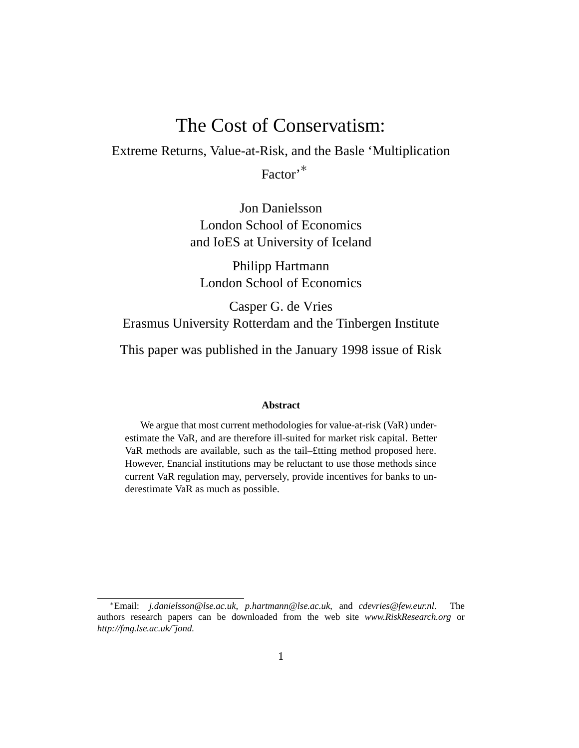# The Cost of Conservatism:

## Extreme Returns, Value-at-Risk, and the Basle 'Multiplication Factor'*

Jon Danielsson
London School of Economics
and IoES at University of Iceland

Philipp Hartmann
London School of Economics

Casper G. de Vries
Erasmus University Rotterdam and the Tinbergen Institute

This paper was published in the January 1998 issue of Risk

**Abstract**

We argue that most current methodologies for value-at-risk (VaR) underestimate the VaR, and are therefore ill-suited for market risk capital. Better VaR methods are available, such as the tail–£tting method proposed here. However, £nancial institutions may be reluctant to use those methods since current VaR regulation may, perversely, provide incentives for banks to underestimate VaR as much as possible.

*Email: *j.danielsson@lse.ac.uk*, *p.hartmann@lse.ac.uk*, and *cdevries@few.eur.nl*. The authors research papers can be downloaded from the web site *www.RiskResearch.org* or *http://fmg.lse.ac.uk/˜jond.*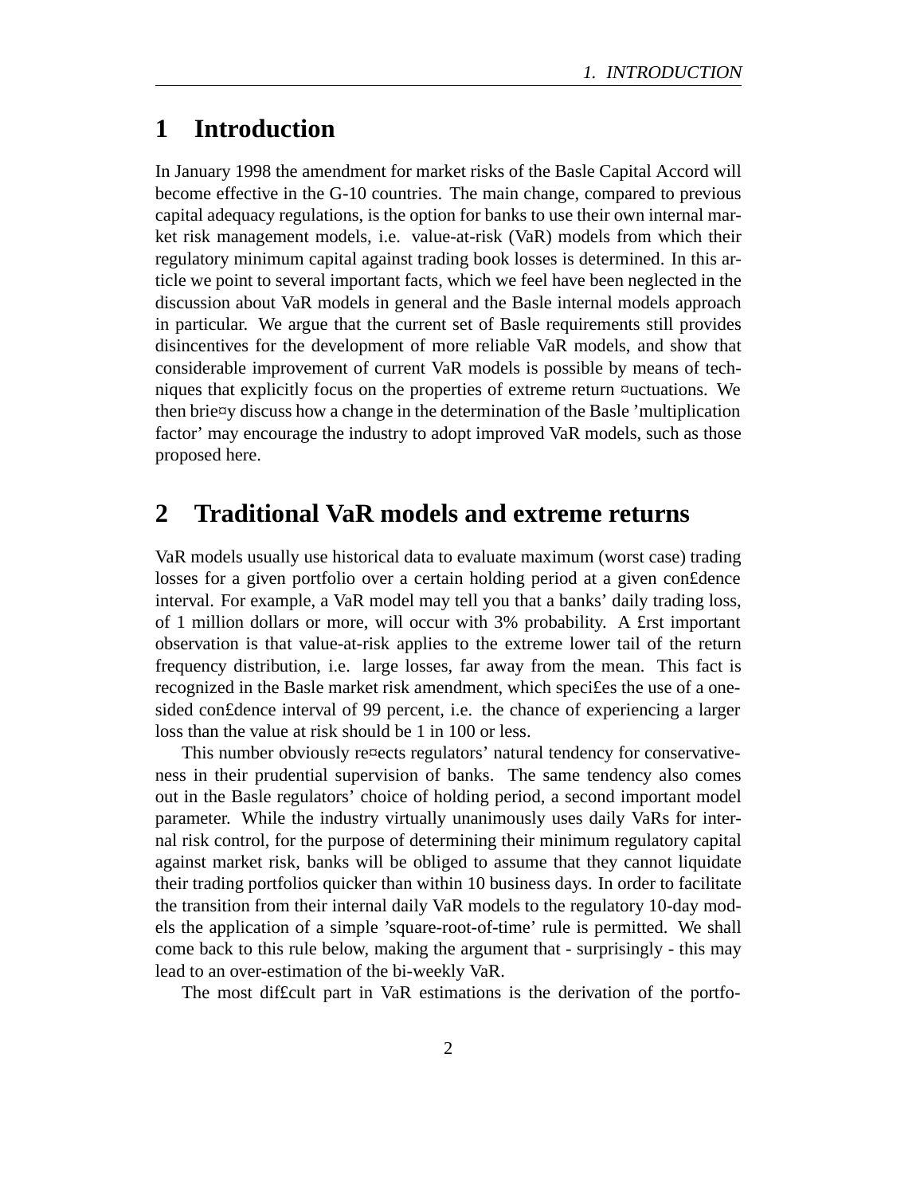# 1 Introduction

In January 1998 the amendment for market risks of the Basle Capital Accord will become effective in the G-10 countries. The main change, compared to previous capital adequacy regulations, is the option for banks to use their own internal market risk management models, i.e. value-at-risk (VaR) models from which their regulatory minimum capital against trading book losses is determined. In this article we point to several important facts, which we feel have been neglected in the discussion about VaR models in general and the Basle internal models approach in particular. We argue that the current set of Basle requirements still provides disincentives for the development of more reliable VaR models, and show that considerable improvement of current VaR models is possible by means of techniques that explicitly focus on the properties of extreme return fluctuations. We then briefly discuss how a change in the determination of the Basle 'multiplication factor' may encourage the industry to adopt improved VaR models, such as those proposed here.

# 2 Traditional VaR models and extreme returns

VaR models usually use historical data to evaluate maximum (worst case) trading losses for a given portfolio over a certain holding period at a given confidence interval. For example, a VaR model may tell you that a banks' daily trading loss, of 1 million dollars or more, will occur with 3% probability. A first important observation is that value-at-risk applies to the extreme lower tail of the return frequency distribution, i.e. large losses, far away from the mean. This fact is recognized in the Basle market risk amendment, which specifies the use of a one-sided confidence interval of 99 percent, i.e. the chance of experiencing a larger loss than the value at risk should be 1 in 100 or less.

This number obviously reflects regulators' natural tendency for conservativeness in their prudential supervision of banks. The same tendency also comes out in the Basle regulators' choice of holding period, a second important model parameter. While the industry virtually unanimously uses daily VaRs for internal risk control, for the purpose of determining their minimum regulatory capital against market risk, banks will be obliged to assume that they cannot liquidate their trading portfolios quicker than within 10 business days. In order to facilitate the transition from their internal daily VaR models to the regulatory 10-day models the application of a simple 'square-root-of-time' rule is permitted. We shall come back to this rule below, making the argument that - surprisingly - this may lead to an over-estimation of the bi-weekly VaR.

The most difficult part in VaR estimations is the derivation of the portfo-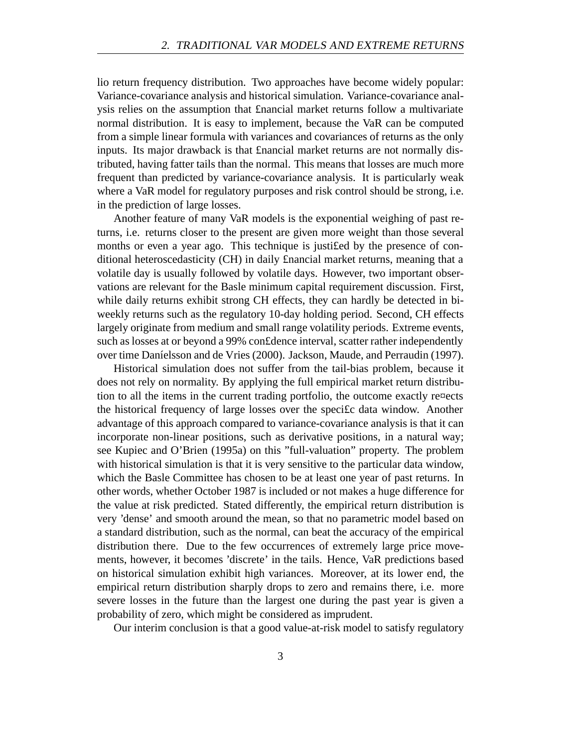lio return frequency distribution. Two approaches have become widely popular: Variance-covariance analysis and historical simulation. Variance-covariance analysis relies on the assumption that £nancial market returns follow a multivariate normal distribution. It is easy to implement, because the VaR can be computed from a simple linear formula with variances and covariances of returns as the only inputs. Its major drawback is that £nancial market returns are not normally distributed, having fatter tails than the normal. This means that losses are much more frequent than predicted by variance-covariance analysis. It is particularly weak where a VaR model for regulatory purposes and risk control should be strong, i.e. in the prediction of large losses.

Another feature of many VaR models is the exponential weighing of past returns, i.e. returns closer to the present are given more weight than those several months or even a year ago. This technique is justi£ed by the presence of conditional heteroscedasticity (CH) in daily £nancial market returns, meaning that a volatile day is usually followed by volatile days. However, two important observations are relevant for the Basle minimum capital requirement discussion. First, while daily returns exhibit strong CH effects, they can hardly be detected in biweekly returns such as the regulatory 10-day holding period. Second, CH effects largely originate from medium and small range volatility periods. Extreme events, such as losses at or beyond a 99% con£dence interval, scatter rather independently over time Daníelsson and de Vries (2000). Jackson, Maude, and Perraudin (1997).

Historical simulation does not suffer from the tail-bias problem, because it does not rely on normality. By applying the full empirical market return distribution to all the items in the current trading portfolio, the outcome exactly re¤ects the historical frequency of large losses over the speci£c data window. Another advantage of this approach compared to variance-covariance analysis is that it can incorporate non-linear positions, such as derivative positions, in a natural way; see Kupiec and O'Brien (1995a) on this "full-valuation" property. The problem with historical simulation is that it is very sensitive to the particular data window, which the Basle Committee has chosen to be at least one year of past returns. In other words, whether October 1987 is included or not makes a huge difference for the value at risk predicted. Stated differently, the empirical return distribution is very 'dense' and smooth around the mean, so that no parametric model based on a standard distribution, such as the normal, can beat the accuracy of the empirical distribution there. Due to the few occurrences of extremely large price movements, however, it becomes 'discrete' in the tails. Hence, VaR predictions based on historical simulation exhibit high variances. Moreover, at its lower end, the empirical return distribution sharply drops to zero and remains there, i.e. more severe losses in the future than the largest one during the past year is given a probability of zero, which might be considered as imprudent.

Our interim conclusion is that a good value-at-risk model to satisfy regulatory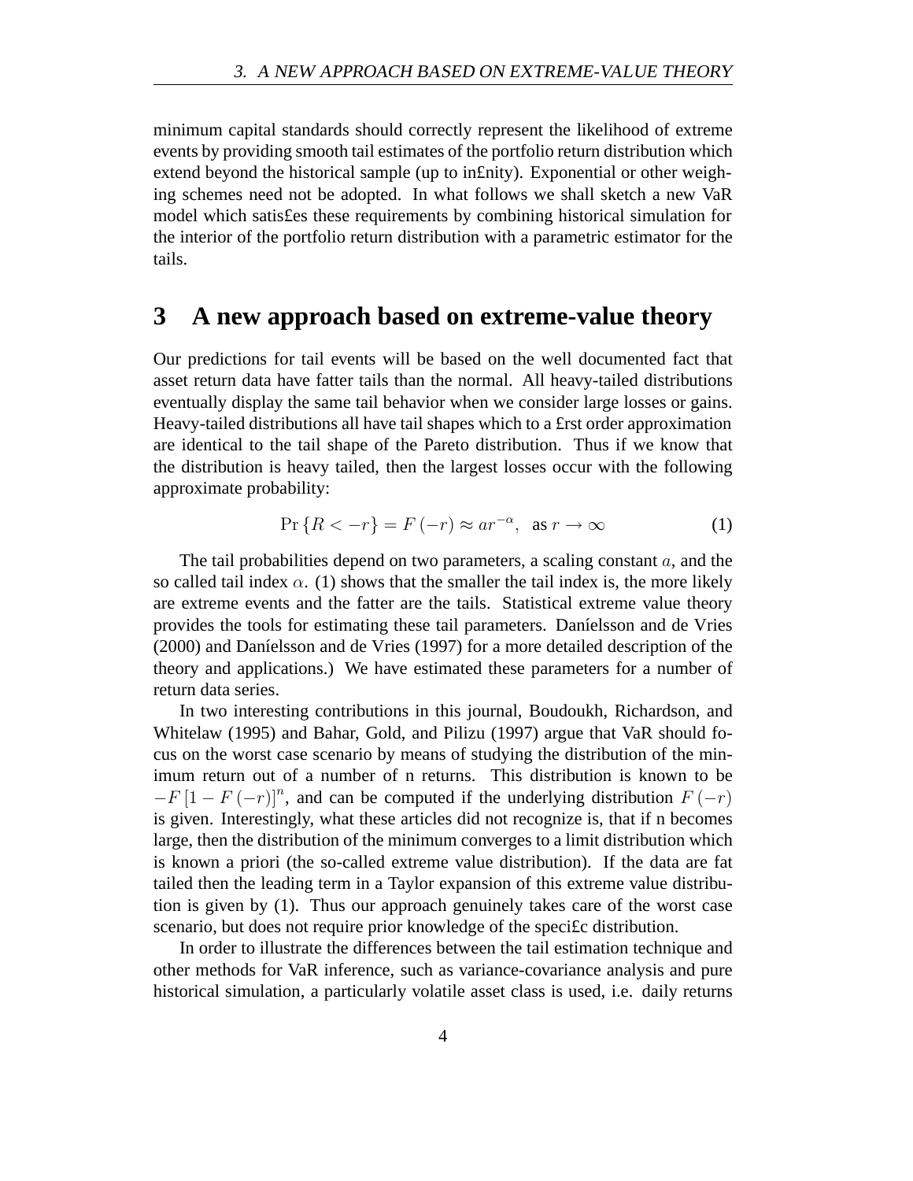minimum capital standards should correctly represent the likelihood of extreme events by providing smooth tail estimates of the portfolio return distribution which extend beyond the historical sample (up to in£nity). Exponential or other weighing schemes need not be adopted. In what follows we shall sketch a new VaR model which satis£es these requirements by combining historical simulation for the interior of the portfolio return distribution with a parametric estimator for the tails.

# 3 A new approach based on extreme-value theory

Our predictions for tail events will be based on the well documented fact that asset return data have fatter tails than the normal. All heavy-tailed distributions eventually display the same tail behavior when we consider large losses or gains. Heavy-tailed distributions all have tail shapes which to a £rst order approximation are identical to the tail shape of the Pareto distribution. Thus if we know that the distribution is heavy tailed, then the largest losses occur with the following approximate probability:

$$\Pr\{R < -r\} = F(-r) \approx ar^{-\alpha}, \text{ as } r \to \infty \tag{1}$$

The tail probabilities depend on two parameters, a scaling constant $a$, and the so called tail index $\alpha$. (1) shows that the smaller the tail index is, the more likely are extreme events and the fatter are the tails. Statistical extreme value theory provides the tools for estimating these tail parameters. Daníelsson and de Vries (2000) and Daníelsson and de Vries (1997) for a more detailed description of the theory and applications.) We have estimated these parameters for a number of return data series.

In two interesting contributions in this journal, Boudoukh, Richardson, and Whitelaw (1995) and Bahar, Gold, and Pilizu (1997) argue that VaR should focus on the worst case scenario by means of studying the distribution of the minimum return out of a number of n returns. This distribution is known to be $-F[1 - F(-r)]^n$, and can be computed if the underlying distribution $F(-r)$ is given. Interestingly, what these articles did not recognize is, that if n becomes large, then the distribution of the minimum converges to a limit distribution which is known a priori (the so-called extreme value distribution). If the data are fat tailed then the leading term in a Taylor expansion of this extreme value distribution is given by (1). Thus our approach genuinely takes care of the worst case scenario, but does not require prior knowledge of the speci£c distribution.

In order to illustrate the differences between the tail estimation technique and other methods for VaR inference, such as variance-covariance analysis and pure historical simulation, a particularly volatile asset class is used, i.e. daily returns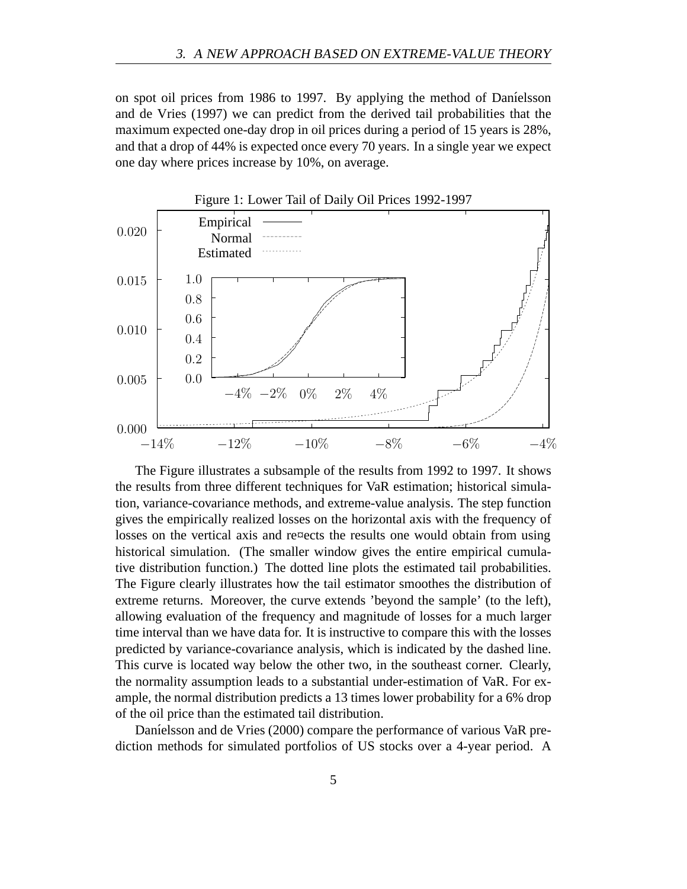on spot oil prices from 1986 to 1997. By applying the method of Daníelsson and de Vries (1997) we can predict from the derived tail probabilities that the maximum expected one-day drop in oil prices during a period of 15 years is 28%, and that a drop of 44% is expected once every 70 years. In a single year we expect one day where prices increase by 10%, on average.

Figure 1: Lower Tail of Daily Oil Prices 1992-1997

The Figure illustrates a subsample of the results from 1992 to 1997. It shows the results from three different techniques for VaR estimation; historical simulation, variance-covariance methods, and extreme-value analysis. The step function gives the empirically realized losses on the horizontal axis with the frequency of losses on the vertical axis and reflects the results one would obtain from using historical simulation. (The smaller window gives the entire empirical cumulative distribution function.) The dotted line plots the estimated tail probabilities. The Figure clearly illustrates how the tail estimator smoothes the distribution of extreme returns. Moreover, the curve extends 'beyond the sample' (to the left), allowing evaluation of the frequency and magnitude of losses for a much larger time interval than we have data for. It is instructive to compare this with the losses predicted by variance-covariance analysis, which is indicated by the dashed line. This curve is located way below the other two, in the southeast corner. Clearly, the normality assumption leads to a substantial under-estimation of VaR. For example, the normal distribution predicts a 13 times lower probability for a 6% drop of the oil price than the estimated tail distribution.

Daníelsson and de Vries (2000) compare the performance of various VaR prediction methods for simulated portfolios of US stocks over a 4-year period. A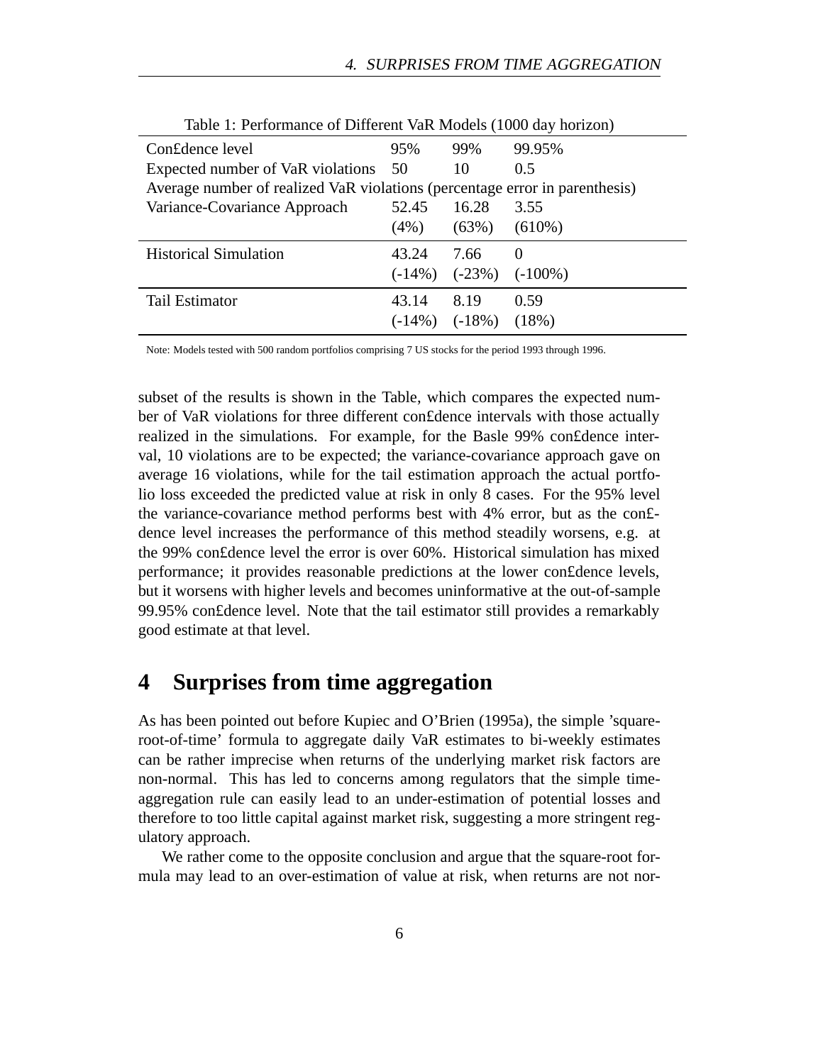Table 1: Performance of Different VaR Models (1000 day horizon)

| Con£dence level | 95% | 99% | 99.95% |
|---|---|---|---|
| Expected number of VaR violations | 50 | 10 | 0.5 |
| Average number of realized VaR violations (percentage error in parenthesis) | | | |
| Variance-Covariance Approach | 52.45 (4%) | 16.28 (63%) | 3.55 (610%) |
| Historical Simulation | 43.24 (-14%) | 7.66 (-23%) | 0 (-100%) |
| Tail Estimator | 43.14 (-14%) | 8.19 (-18%) | 0.59 (18%) |

Note: Models tested with 500 random portfolios comprising 7 US stocks for the period 1993 through 1996.

subset of the results is shown in the Table, which compares the expected number of VaR violations for three different con£dence intervals with those actually realized in the simulations. For example, for the Basle 99% con£dence interval, 10 violations are to be expected; the variance-covariance approach gave on average 16 violations, while for the tail estimation approach the actual portfolio loss exceeded the predicted value at risk in only 8 cases. For the 95% level the variance-covariance method performs best with 4% error, but as the con£dence level increases the performance of this method steadily worsens, e.g. at the 99% con£dence level the error is over 60%. Historical simulation has mixed performance; it provides reasonable predictions at the lower con£dence levels, but it worsens with higher levels and becomes uninformative at the out-of-sample 99.95% con£dence level. Note that the tail estimator still provides a remarkably good estimate at that level.

# 4 Surprises from time aggregation

As has been pointed out before Kupiec and O'Brien (1995a), the simple 'square-root-of-time' formula to aggregate daily VaR estimates to bi-weekly estimates can be rather imprecise when returns of the underlying market risk factors are non-normal. This has led to concerns among regulators that the simple time-aggregation rule can easily lead to an under-estimation of potential losses and therefore to too little capital against market risk, suggesting a more stringent regulatory approach.

We rather come to the opposite conclusion and argue that the square-root formula may lead to an over-estimation of value at risk, when returns are not nor-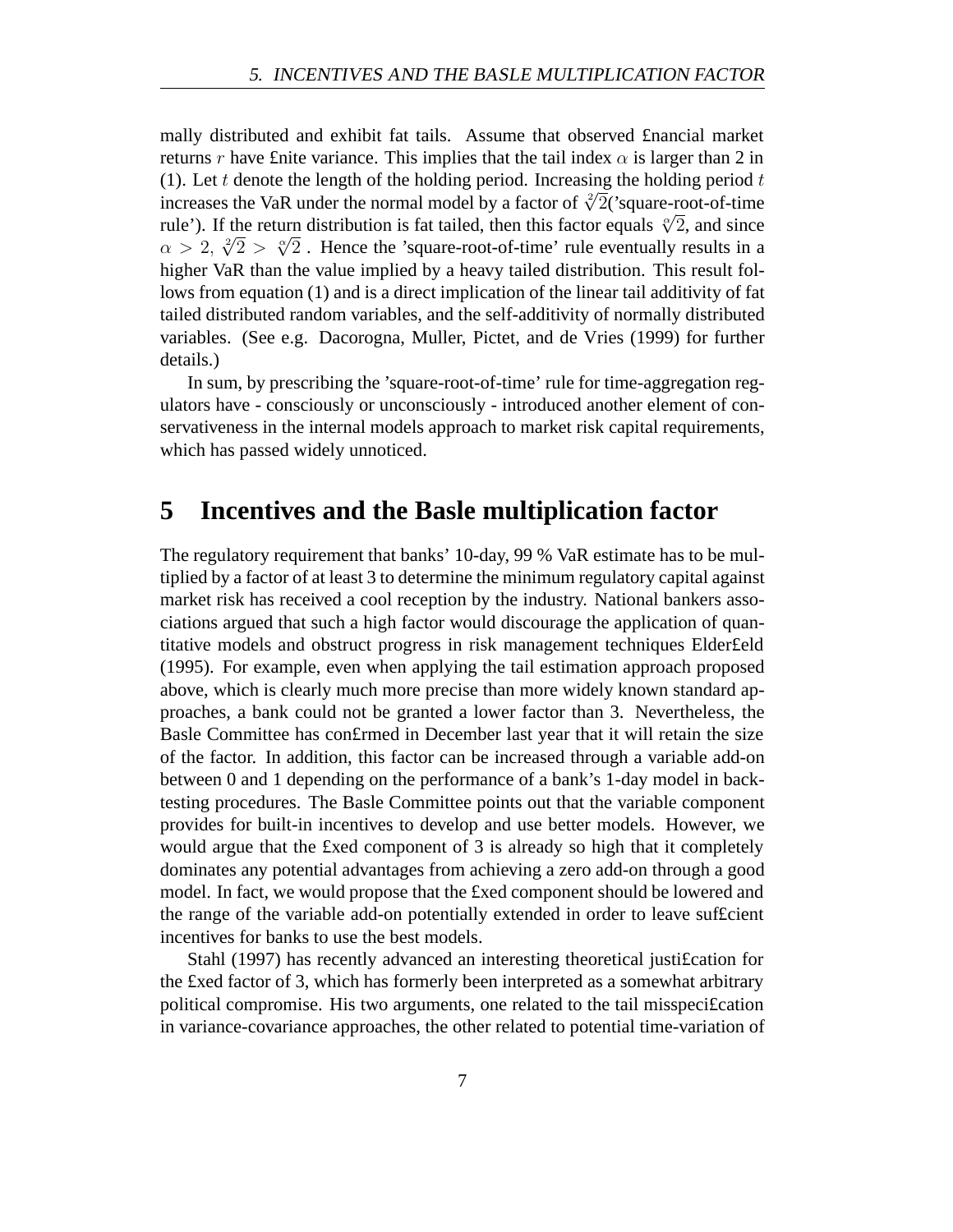mally distributed and exhibit fat tails. Assume that observed £nancial market returns $r$ have £nite variance. This implies that the tail index $\alpha$ is larger than 2 in (1). Let $t$ denote the length of the holding period. Increasing the holding period $t$ increases the VaR under the normal model by a factor of $\sqrt[2]{2}$('square-root-of-time rule'). If the return distribution is fat tailed, then this factor equals $\sqrt[\alpha]{2}$, and since $\alpha > 2$, $\sqrt[2]{2} > \sqrt[\alpha]{2}$ . Hence the 'square-root-of-time' rule eventually results in a higher VaR than the value implied by a heavy tailed distribution. This result follows from equation (1) and is a direct implication of the linear tail additivity of fat tailed distributed random variables, and the self-additivity of normally distributed variables. (See e.g. Dacorogna, Muller, Pictet, and de Vries (1999) for further details.)

In sum, by prescribing the 'square-root-of-time' rule for time-aggregation regulators have - consciously or unconsciously - introduced another element of conservativeness in the internal models approach to market risk capital requirements, which has passed widely unnoticed.

# 5 Incentives and the Basle multiplication factor

The regulatory requirement that banks' 10-day, 99 % VaR estimate has to be multiplied by a factor of at least 3 to determine the minimum regulatory capital against market risk has received a cool reception by the industry. National bankers associations argued that such a high factor would discourage the application of quantitative models and obstruct progress in risk management techniques Elder£eld (1995). For example, even when applying the tail estimation approach proposed above, which is clearly much more precise than more widely known standard approaches, a bank could not be granted a lower factor than 3. Nevertheless, the Basle Committee has con£rmed in December last year that it will retain the size of the factor. In addition, this factor can be increased through a variable add-on between 0 and 1 depending on the performance of a bank's 1-day model in backtesting procedures. The Basle Committee points out that the variable component provides for built-in incentives to develop and use better models. However, we would argue that the £xed component of 3 is already so high that it completely dominates any potential advantages from achieving a zero add-on through a good model. In fact, we would propose that the £xed component should be lowered and the range of the variable add-on potentially extended in order to leave suf£cient incentives for banks to use the best models.

Stahl (1997) has recently advanced an interesting theoretical justi£cation for the £xed factor of 3, which has formerly been interpreted as a somewhat arbitrary political compromise. His two arguments, one related to the tail misspeci£cation in variance-covariance approaches, the other related to potential time-variation of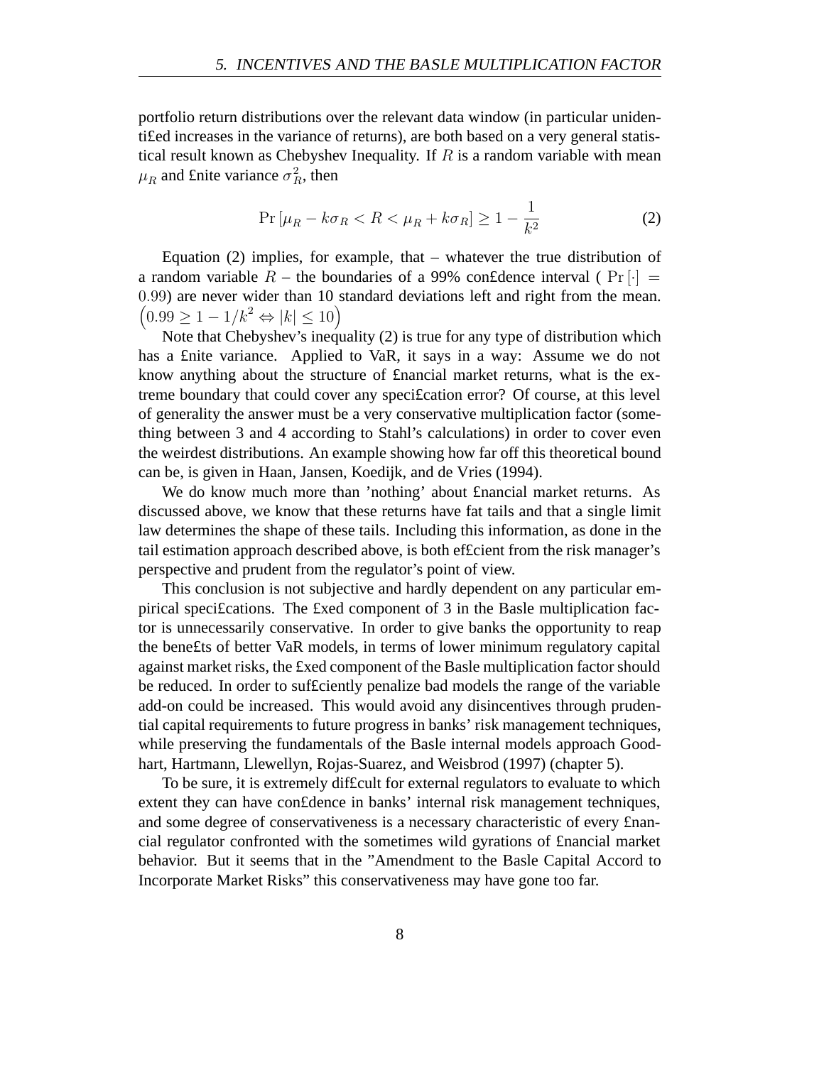portfolio return distributions over the relevant data window (in particular unidentified increases in the variance of returns), are both based on a very general statistical result known as Chebyshev Inequality. If $R$ is a random variable with mean $\mu_R$ and finite variance $\sigma_R^2$, then

$$\Pr\left[\mu_R - k\sigma_R < R < \mu_R + k\sigma_R\right] \geq 1 - \frac{1}{k^2} \tag{2}$$

Equation (2) implies, for example, that – whatever the true distribution of a random variable $R$ – the boundaries of a 99% confidence interval ( $\Pr[\cdot] = 0.99$) are never wider than 10 standard deviations left and right from the mean. $\left(0.99 \geq 1 - 1/k^2 \Leftrightarrow |k| \leq 10\right)$

Note that Chebyshev's inequality (2) is true for any type of distribution which has a finite variance. Applied to VaR, it says in a way: Assume we do not know anything about the structure of financial market returns, what is the extreme boundary that could cover any specification error? Of course, at this level of generality the answer must be a very conservative multiplication factor (something between 3 and 4 according to Stahl's calculations) in order to cover even the weirdest distributions. An example showing how far off this theoretical bound can be, is given in Haan, Jansen, Koedijk, and de Vries (1994).

We do know much more than 'nothing' about financial market returns. As discussed above, we know that these returns have fat tails and that a single limit law determines the shape of these tails. Including this information, as done in the tail estimation approach described above, is both efficient from the risk manager's perspective and prudent from the regulator's point of view.

This conclusion is not subjective and hardly dependent on any particular empirical specifications. The fixed component of 3 in the Basle multiplication factor is unnecessarily conservative. In order to give banks the opportunity to reap the benefits of better VaR models, in terms of lower minimum regulatory capital against market risks, the fixed component of the Basle multiplication factor should be reduced. In order to sufficiently penalize bad models the range of the variable add-on could be increased. This would avoid any disincentives through prudential capital requirements to future progress in banks' risk management techniques, while preserving the fundamentals of the Basle internal models approach Goodhart, Hartmann, Llewellyn, Rojas-Suarez, and Weisbrod (1997) (chapter 5).

To be sure, it is extremely difficult for external regulators to evaluate to which extent they can have confidence in banks' internal risk management techniques, and some degree of conservativeness is a necessary characteristic of every financial regulator confronted with the sometimes wild gyrations of financial market behavior. But it seems that in the "Amendment to the Basle Capital Accord to Incorporate Market Risks" this conservativeness may have gone too far.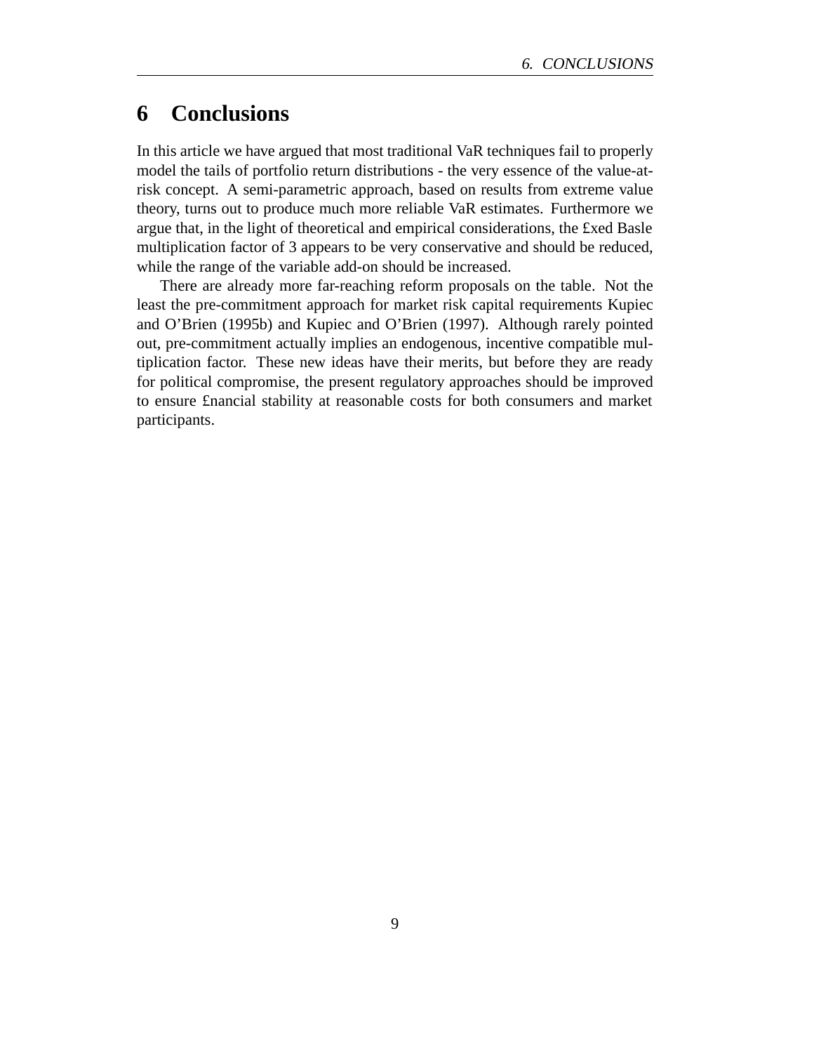# 6 Conclusions

In this article we have argued that most traditional VaR techniques fail to properly model the tails of portfolio return distributions - the very essence of the value-at-risk concept. A semi-parametric approach, based on results from extreme value theory, turns out to produce much more reliable VaR estimates. Furthermore we argue that, in the light of theoretical and empirical considerations, the £xed Basle multiplication factor of 3 appears to be very conservative and should be reduced, while the range of the variable add-on should be increased.

There are already more far-reaching reform proposals on the table. Not the least the pre-commitment approach for market risk capital requirements Kupiec and O'Brien (1995b) and Kupiec and O'Brien (1997). Although rarely pointed out, pre-commitment actually implies an endogenous, incentive compatible multiplication factor. These new ideas have their merits, but before they are ready for political compromise, the present regulatory approaches should be improved to ensure £nancial stability at reasonable costs for both consumers and market participants.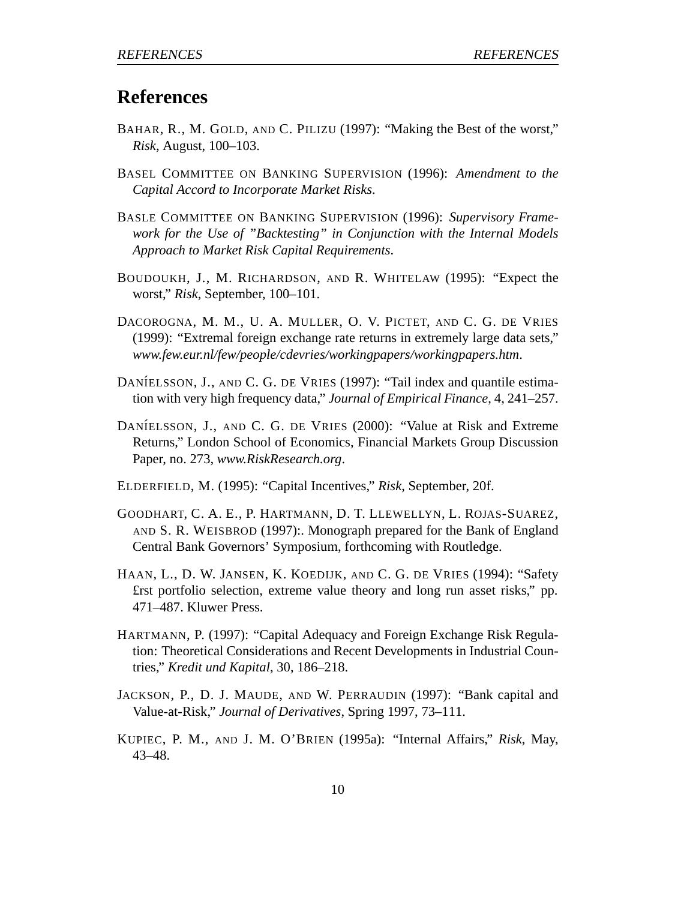# References

BAHAR, R., M. GOLD, AND C. PILIZU (1997): "Making the Best of the worst," *Risk*, August, 100–103.

BASEL COMMITTEE ON BANKING SUPERVISION (1996): *Amendment to the Capital Accord to Incorporate Market Risks*.

BASLE COMMITTEE ON BANKING SUPERVISION (1996): *Supervisory Framework for the Use of "Backtesting" in Conjunction with the Internal Models Approach to Market Risk Capital Requirements*.

BOUDOUKH, J., M. RICHARDSON, AND R. WHITELAW (1995): "Expect the worst," *Risk*, September, 100–101.

DACOROGNA, M. M., U. A. MULLER, O. V. PICTET, AND C. G. DE VRIES (1999): "Extremal foreign exchange rate returns in extremely large data sets," *www.few.eur.nl/few/people/cdevries/workingpapers/workingpapers.htm*.

DANÍELSSON, J., AND C. G. DE VRIES (1997): "Tail index and quantile estimation with very high frequency data," *Journal of Empirical Finance*, 4, 241–257.

DANÍELSSON, J., AND C. G. DE VRIES (2000): "Value at Risk and Extreme Returns," London School of Economics, Financial Markets Group Discussion Paper, no. 273, *www.RiskResearch.org*.

ELDERFIELD, M. (1995): "Capital Incentives," *Risk*, September, 20f.

GOODHART, C. A. E., P. HARTMANN, D. T. LLEWELLYN, L. ROJAS-SUAREZ, AND S. R. WEISBROD (1997):. Monograph prepared for the Bank of England Central Bank Governors' Symposium, forthcoming with Routledge.

HAAN, L., D. W. JANSEN, K. KOEDIJK, AND C. G. DE VRIES (1994): "Safety £rst portfolio selection, extreme value theory and long run asset risks," pp. 471–487. Kluwer Press.

HARTMANN, P. (1997): "Capital Adequacy and Foreign Exchange Risk Regulation: Theoretical Considerations and Recent Developments in Industrial Countries," *Kredit und Kapital*, 30, 186–218.

JACKSON, P., D. J. MAUDE, AND W. PERRAUDIN (1997): "Bank capital and Value-at-Risk," *Journal of Derivatives*, Spring 1997, 73–111.

KUPIEC, P. M., AND J. M. O'BRIEN (1995a): "Internal Affairs," *Risk*, May, 43–48.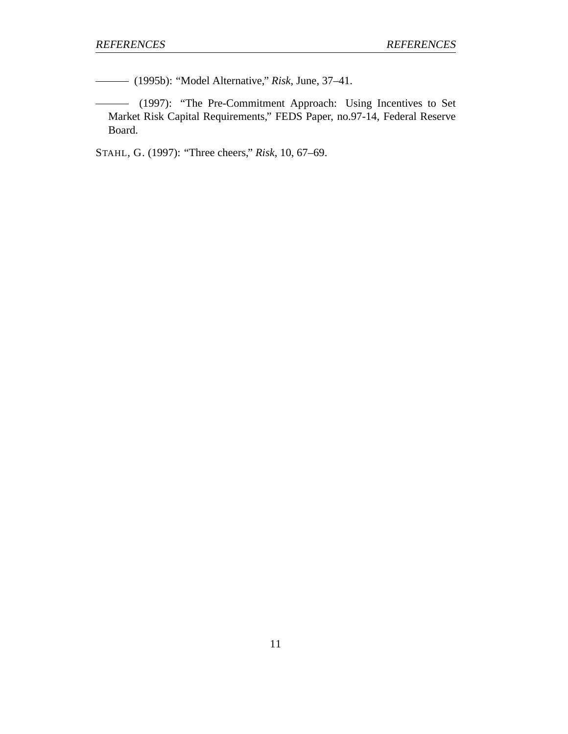——— (1995b): "Model Alternative," *Risk*, June, 37–41.

——— (1997): "The Pre-Commitment Approach: Using Incentives to Set Market Risk Capital Requirements," FEDS Paper, no.97-14, Federal Reserve Board.

STAHL, G. (1997): "Three cheers," *Risk*, 10, 67–69.